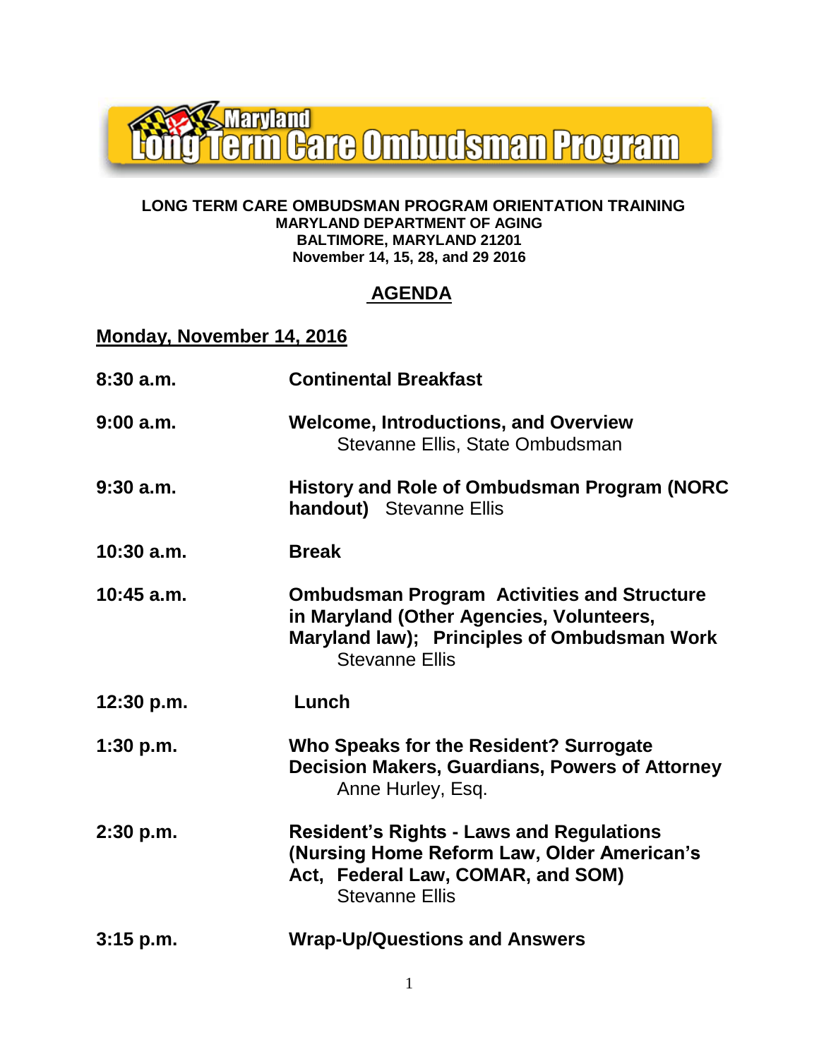# Maryland Long Term Care Ombudsman Program

**LONG TERM CARE OMBUDSMAN PROGRAM ORIENTATION TRAINING**
**MARYLAND DEPARTMENT OF AGING**
**BALTIMORE, MARYLAND 21201**
**November 14, 15, 28, and 29 2016**

## AGENDA

### Monday, November 14, 2016

**8:30 a.m.** **Continental Breakfast**

**9:00 a.m.** **Welcome, Introductions, and Overview**
Stevanne Ellis, State Ombudsman

**9:30 a.m.** **History and Role of Ombudsman Program (NORC handout)** Stevanne Ellis

**10:30 a.m.** **Break**

**10:45 a.m.** **Ombudsman Program Activities and Structure in Maryland (Other Agencies, Volunteers, Maryland law); Principles of Ombudsman Work**
Stevanne Ellis

**12:30 p.m.** **Lunch**

**1:30 p.m.** **Who Speaks for the Resident? Surrogate Decision Makers, Guardians, Powers of Attorney**
Anne Hurley, Esq.

**2:30 p.m.** **Resident's Rights - Laws and Regulations (Nursing Home Reform Law, Older American's Act, Federal Law, COMAR, and SOM)**
Stevanne Ellis

**3:15 p.m.** **Wrap-Up/Questions and Answers**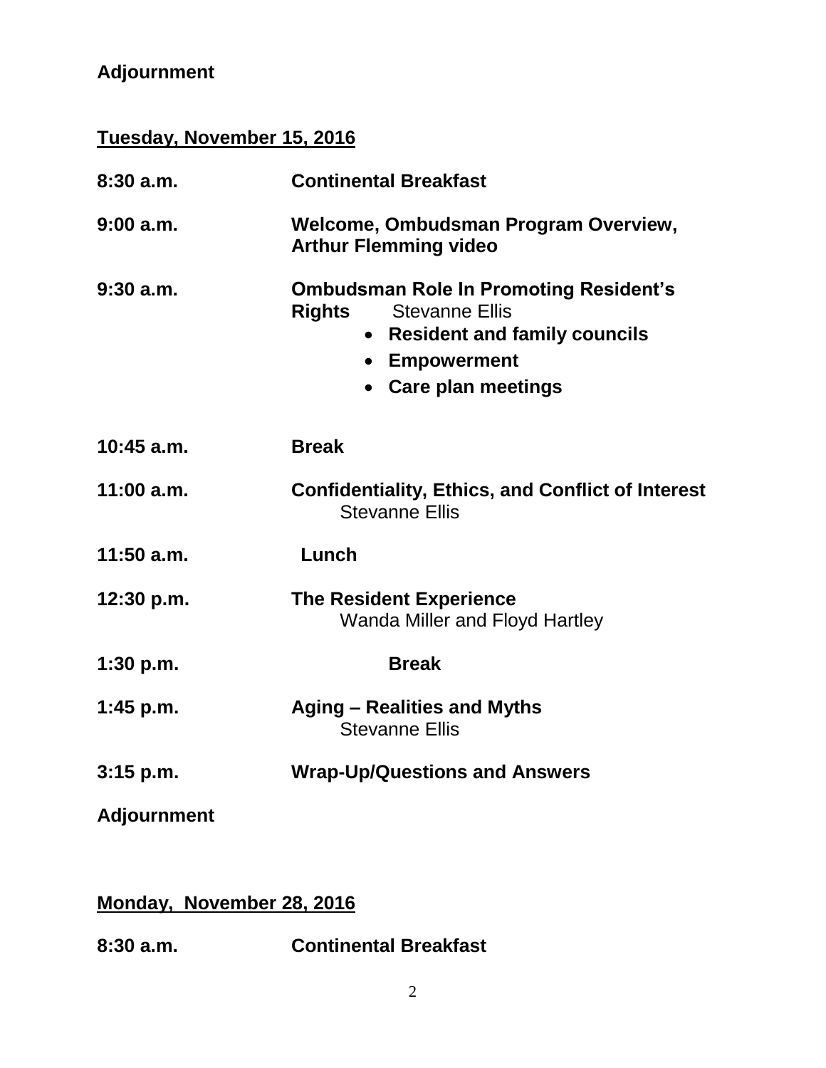**Adjournment**

**Tuesday, November 15, 2016**

**8:30 a.m.** **Continental Breakfast**

**9:00 a.m.** **Welcome, Ombudsman Program Overview, Arthur Flemming video**

**9:30 a.m.** **Ombudsman Role In Promoting Resident's Rights** Stevanne Ellis

- **Resident and family councils**
- **Empowerment**
- **Care plan meetings**

**10:45 a.m.** **Break**

**11:00 a.m.** **Confidentiality, Ethics, and Conflict of Interest**
Stevanne Ellis

**11:50 a.m.** **Lunch**

**12:30 p.m.** **The Resident Experience**
Wanda Miller and Floyd Hartley

**1:30 p.m.** **Break**

**1:45 p.m.** **Aging – Realities and Myths**
Stevanne Ellis

**3:15 p.m.** **Wrap-Up/Questions and Answers**

**Adjournment**

**Monday, November 28, 2016**

**8:30 a.m.** **Continental Breakfast**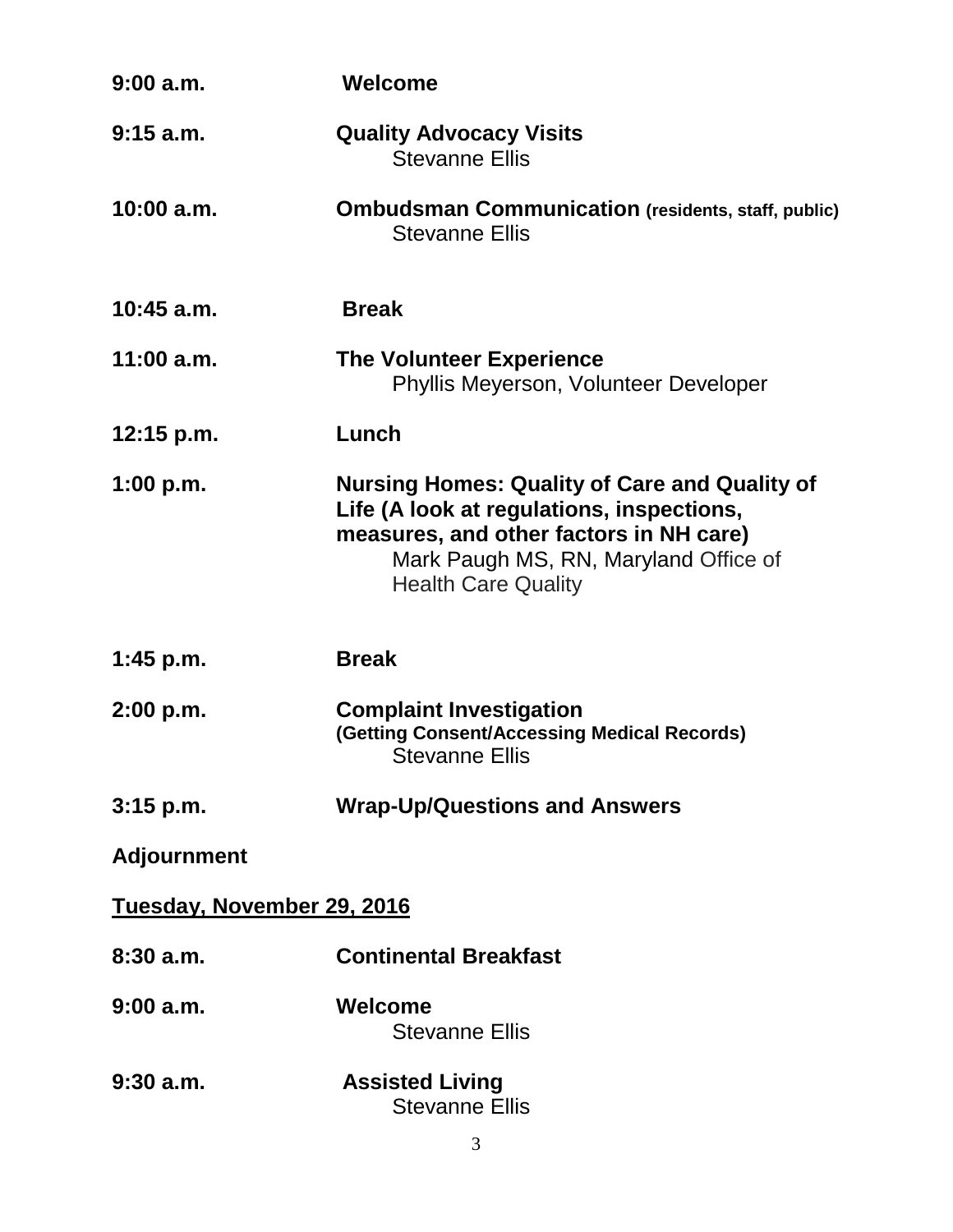**9:00 a.m.** **Welcome**

**9:15 a.m.** **Quality Advocacy Visits**
Stevanne Ellis

**10:00 a.m.** **Ombudsman Communication (residents, staff, public)**
Stevanne Ellis

**10:45 a.m.** **Break**

**11:00 a.m.** **The Volunteer Experience**
Phyllis Meyerson, Volunteer Developer

**12:15 p.m.** **Lunch**

**1:00 p.m.** **Nursing Homes: Quality of Care and Quality of Life (A look at regulations, inspections, measures, and other factors in NH care)**
Mark Paugh MS, RN, Maryland Office of Health Care Quality

**1:45 p.m.** **Break**

**2:00 p.m.** **Complaint Investigation**
**(Getting Consent/Accessing Medical Records)**
Stevanne Ellis

**3:15 p.m.** **Wrap-Up/Questions and Answers**

**Adjournment**

**Tuesday, November 29, 2016**

**8:30 a.m.** **Continental Breakfast**

**9:00 a.m.** **Welcome**
Stevanne Ellis

**9:30 a.m.** **Assisted Living**
Stevanne Ellis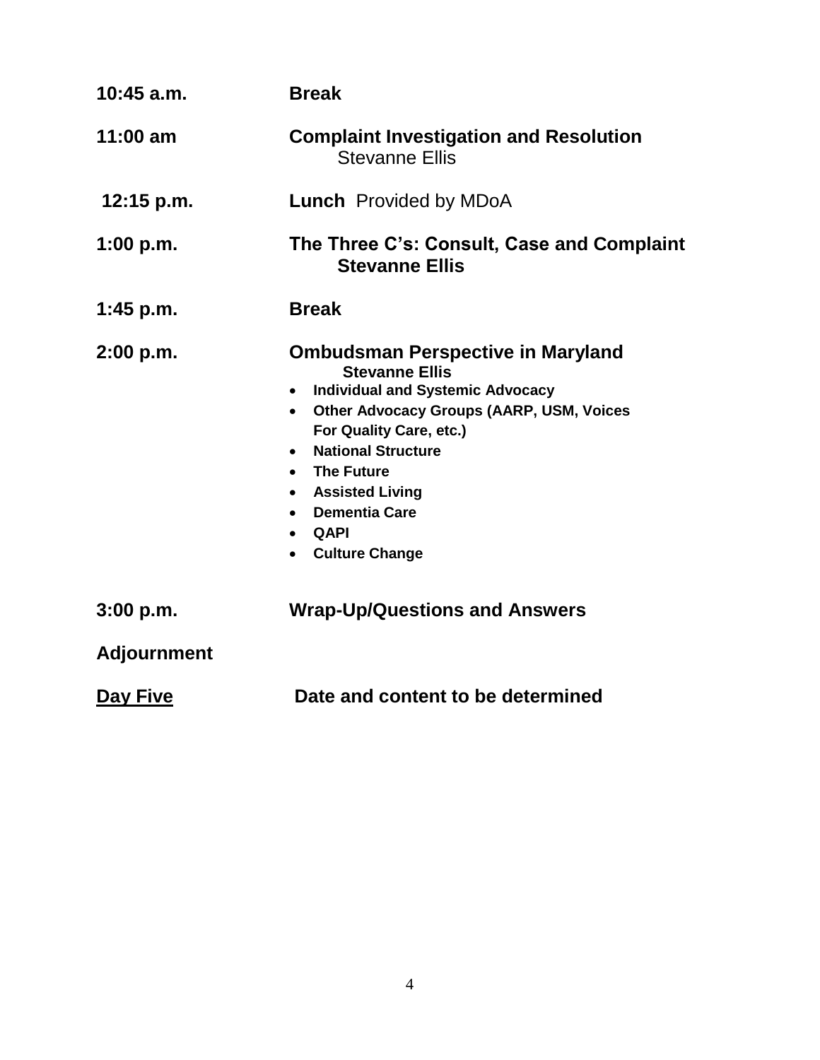| | |
|---|---|
| **10:45 a.m.** | **Break** |
| **11:00 am** | **Complaint Investigation and Resolution**<br>Stevanne Ellis |
| **12:15 p.m.** | **Lunch** Provided by MDoA |
| **1:00 p.m.** | **The Three C's: Consult, Case and Complaint**<br>**Stevanne Ellis** |
| **1:45 p.m.** | **Break** |
| **2:00 p.m.** | **Ombudsman Perspective in Maryland**<br>**Stevanne Ellis**<br>• **Individual and Systemic Advocacy**<br>• **Other Advocacy Groups (AARP, USM, Voices For Quality Care, etc.)**<br>• **National Structure**<br>• **The Future**<br>• **Assisted Living**<br>• **Dementia Care**<br>• **QAPI**<br>• **Culture Change** |
| **3:00 p.m.** | **Wrap-Up/Questions and Answers** |
| **Adjournment** | |
| **Day Five** | **Date and content to be determined** |